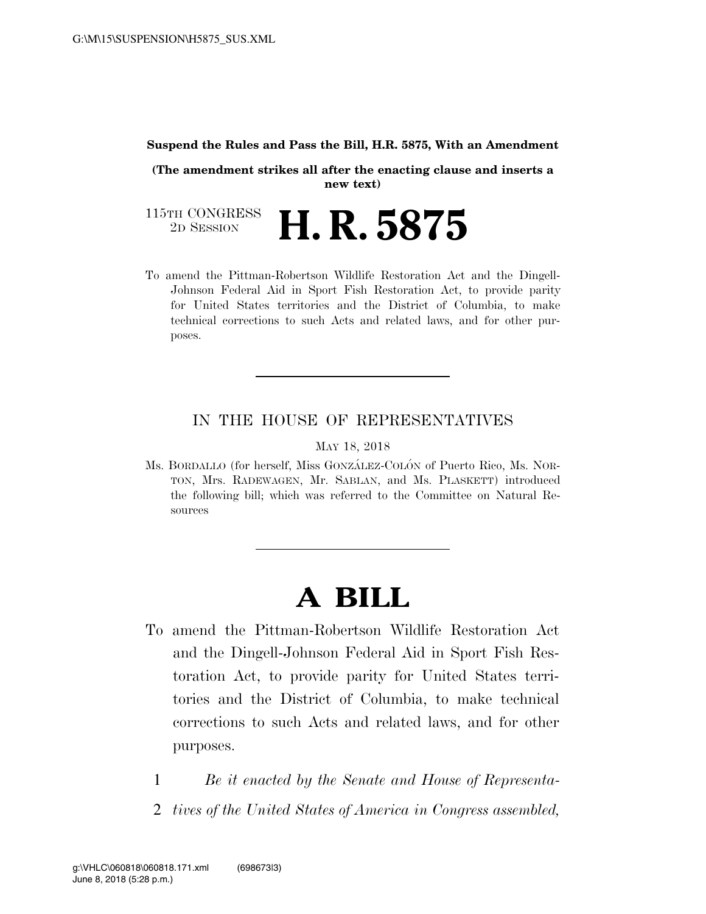**Suspend the Rules and Pass the Bill, H.R. 5875, With an Amendment**

**(The amendment strikes all after the enacting clause and inserts a new text)**

115TH CONGRESS
2D SESSION

# H. R. 5875

To amend the Pittman-Robertson Wildlife Restoration Act and the Dingell-Johnson Federal Aid in Sport Fish Restoration Act, to provide parity for United States territories and the District of Columbia, to make technical corrections to such Acts and related laws, and for other purposes.

---

IN THE HOUSE OF REPRESENTATIVES

MAY 18, 2018

Ms. BORDALLO (for herself, Miss GONZÁLEZ-COLÓN of Puerto Rico, Ms. NORTON, Mrs. RADEWAGEN, Mr. SABLAN, and Ms. PLASKETT) introduced the following bill; which was referred to the Committee on Natural Resources

---

# A BILL

To amend the Pittman-Robertson Wildlife Restoration Act and the Dingell-Johnson Federal Aid in Sport Fish Restoration Act, to provide parity for United States territories and the District of Columbia, to make technical corrections to such Acts and related laws, and for other purposes.

1 *Be it enacted by the Senate and House of Representa-*
2 *tives of the United States of America in Congress assembled,*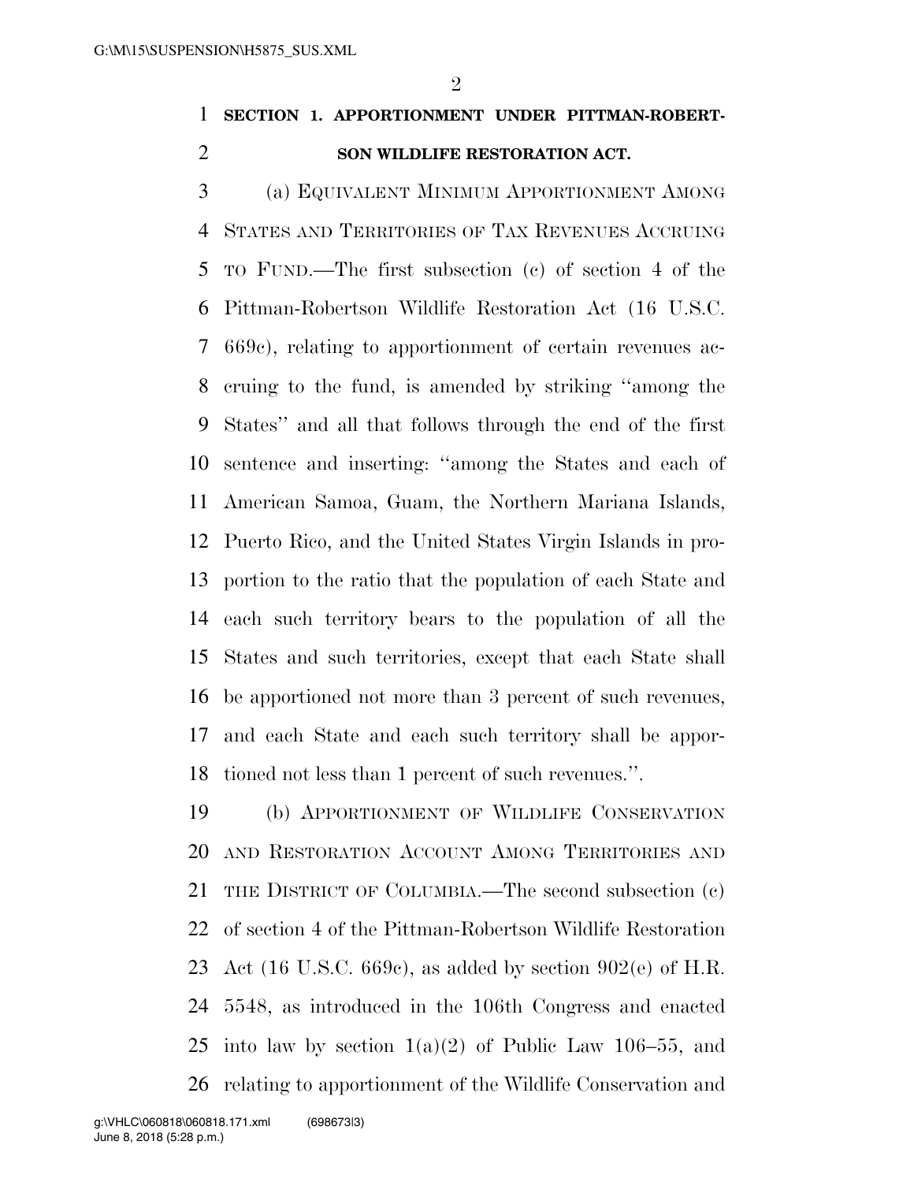## SECTION 1. APPORTIONMENT UNDER PITTMAN-ROBERTSON WILDLIFE RESTORATION ACT.

(a) EQUIVALENT MINIMUM APPORTIONMENT AMONG STATES AND TERRITORIES OF TAX REVENUES ACCRUING TO FUND.—The first subsection (c) of section 4 of the Pittman-Robertson Wildlife Restoration Act (16 U.S.C. 669c), relating to apportionment of certain revenues accruing to the fund, is amended by striking ''among the States'' and all that follows through the end of the first sentence and inserting: ''among the States and each of American Samoa, Guam, the Northern Mariana Islands, Puerto Rico, and the United States Virgin Islands in proportion to the ratio that the population of each State and each such territory bears to the population of all the States and such territories, except that each State shall be apportioned not more than 3 percent of such revenues, and each State and each such territory shall be apportioned not less than 1 percent of such revenues.''.

(b) APPORTIONMENT OF WILDLIFE CONSERVATION AND RESTORATION ACCOUNT AMONG TERRITORIES AND THE DISTRICT OF COLUMBIA.—The second subsection (c) of section 4 of the Pittman-Robertson Wildlife Restoration Act (16 U.S.C. 669c), as added by section 902(e) of H.R. 5548, as introduced in the 106th Congress and enacted into law by section 1(a)(2) of Public Law 106–55, and relating to apportionment of the Wildlife Conservation and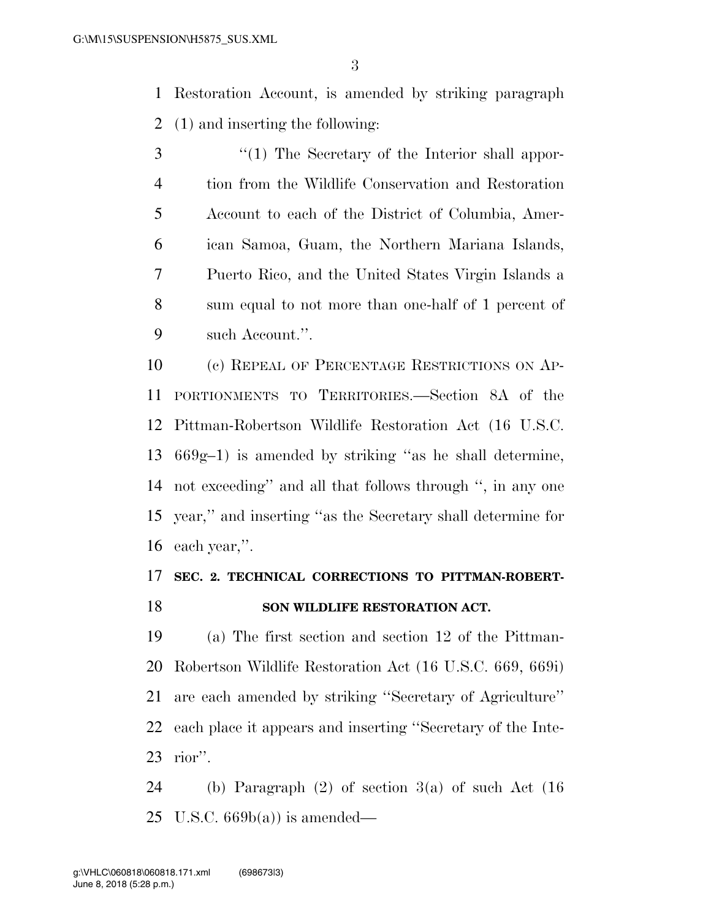Restoration Account, is amended by striking paragraph (1) and inserting the following:

"(1) The Secretary of the Interior shall apportion from the Wildlife Conservation and Restoration Account to each of the District of Columbia, American Samoa, Guam, the Northern Mariana Islands, Puerto Rico, and the United States Virgin Islands a sum equal to not more than one-half of 1 percent of such Account.".

(c) REPEAL OF PERCENTAGE RESTRICTIONS ON APPORTIONMENTS TO TERRITORIES.—Section 8A of the Pittman-Robertson Wildlife Restoration Act (16 U.S.C. 669g–1) is amended by striking "as he shall determine, not exceeding" and all that follows through ", in any one year," and inserting "as the Secretary shall determine for each year,".

## SEC. 2. TECHNICAL CORRECTIONS TO PITTMAN-ROBERTSON WILDLIFE RESTORATION ACT.

(a) The first section and section 12 of the Pittman-Robertson Wildlife Restoration Act (16 U.S.C. 669, 669i) are each amended by striking "Secretary of Agriculture" each place it appears and inserting "Secretary of the Interior".

(b) Paragraph (2) of section 3(a) of such Act (16 U.S.C. 669b(a)) is amended—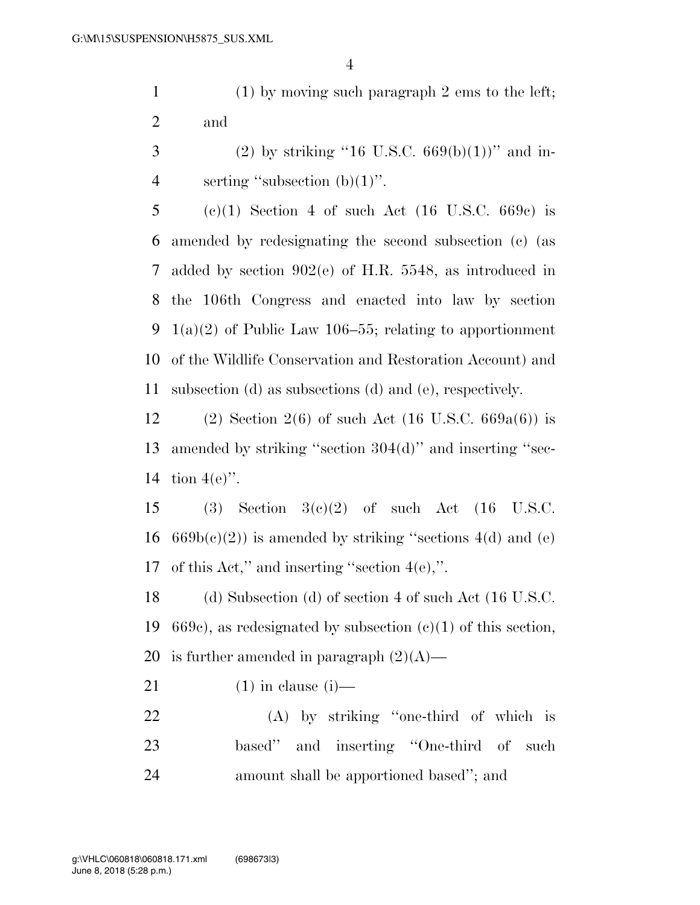(1) by moving such paragraph 2 ems to the left; and

(2) by striking "16 U.S.C. 669(b)(1))" and inserting "subsection (b)(1)".

(c)(1) Section 4 of such Act (16 U.S.C. 669c) is amended by redesignating the second subsection (c) (as added by section 902(e) of H.R. 5548, as introduced in the 106th Congress and enacted into law by section 1(a)(2) of Public Law 106–55; relating to apportionment of the Wildlife Conservation and Restoration Account) and subsection (d) as subsections (d) and (e), respectively.

(2) Section 2(6) of such Act (16 U.S.C. 669a(6)) is amended by striking "section 304(d)" and inserting "section 4(e)".

(3) Section 3(c)(2) of such Act (16 U.S.C. 669b(c)(2)) is amended by striking "sections 4(d) and (e) of this Act," and inserting "section 4(e),".

(d) Subsection (d) of section 4 of such Act (16 U.S.C. 669c), as redesignated by subsection (c)(1) of this section, is further amended in paragraph (2)(A)—

(1) in clause (i)—

(A) by striking "one-third of which is based" and inserting "One-third of such amount shall be apportioned based"; and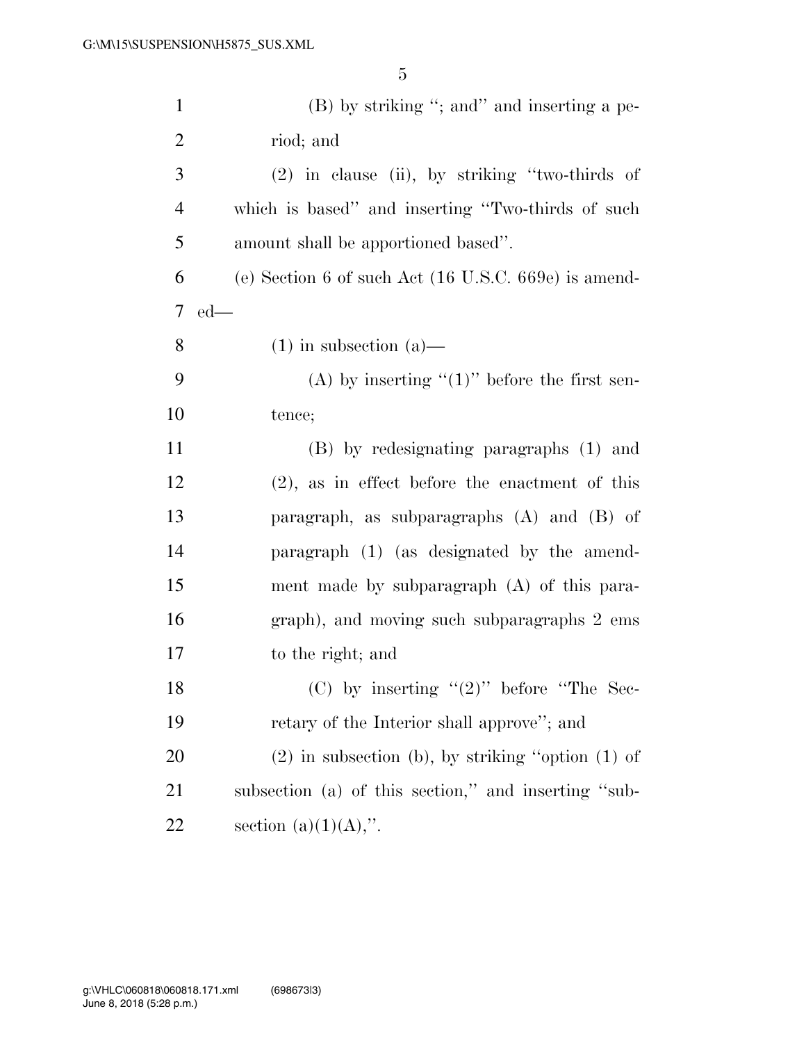(B) by striking "; and" and inserting a period; and

(2) in clause (ii), by striking "two-thirds of which is based" and inserting "Two-thirds of such amount shall be apportioned based".

(e) Section 6 of such Act (16 U.S.C. 669e) is amended—

(1) in subsection (a)—

(A) by inserting "(1)" before the first sentence;

(B) by redesignating paragraphs (1) and (2), as in effect before the enactment of this paragraph, as subparagraphs (A) and (B) of paragraph (1) (as designated by the amendment made by subparagraph (A) of this paragraph), and moving such subparagraphs 2 ems to the right; and

(C) by inserting "(2)" before "The Secretary of the Interior shall approve"; and

(2) in subsection (b), by striking "option (1) of subsection (a) of this section," and inserting "subsection (a)(1)(A),".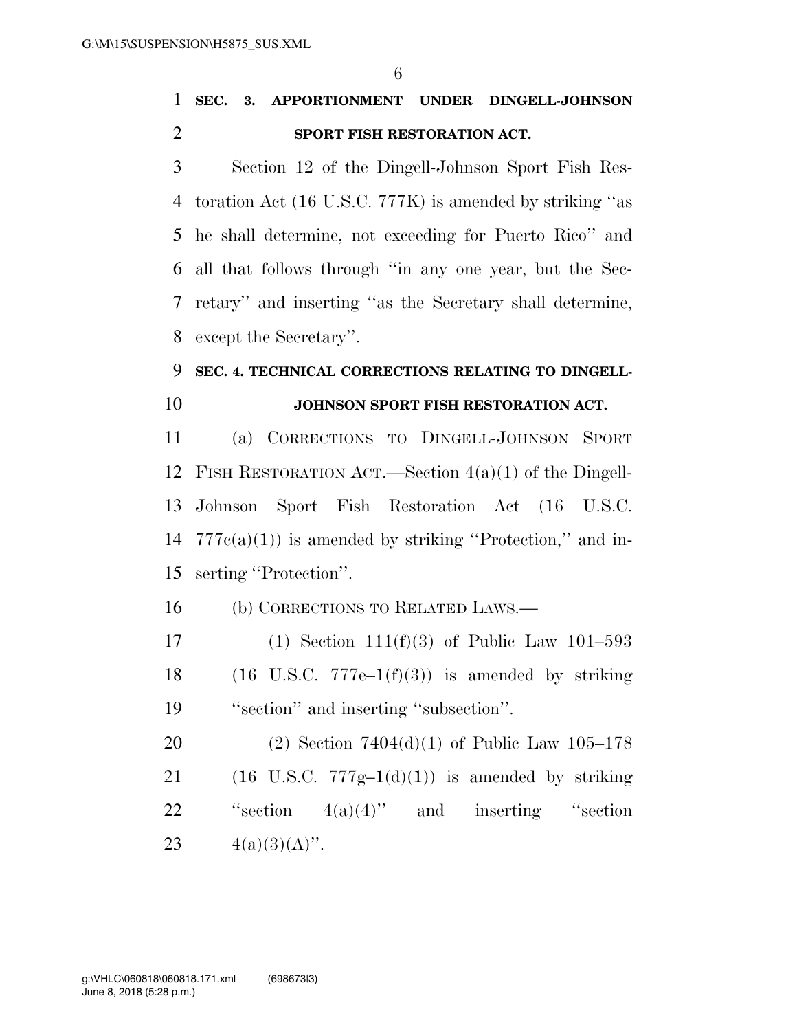## SEC. 3. APPORTIONMENT UNDER DINGELL-JOHNSON SPORT FISH RESTORATION ACT.

Section 12 of the Dingell-Johnson Sport Fish Restoration Act (16 U.S.C. 777K) is amended by striking ''as he shall determine, not exceeding for Puerto Rico'' and all that follows through ''in any one year, but the Secretary'' and inserting ''as the Secretary shall determine, except the Secretary''.

## SEC. 4. TECHNICAL CORRECTIONS RELATING TO DINGELL-JOHNSON SPORT FISH RESTORATION ACT.

(a) CORRECTIONS TO DINGELL-JOHNSON SPORT FISH RESTORATION ACT.—Section 4(a)(1) of the Dingell-Johnson Sport Fish Restoration Act (16 U.S.C. 777c(a)(1)) is amended by striking ''Protection,'' and inserting ''Protection''.

(b) CORRECTIONS TO RELATED LAWS.—

(1) Section 111(f)(3) of Public Law 101–593 (16 U.S.C. 777e–1(f)(3)) is amended by striking ''section'' and inserting ''subsection''.

(2) Section 7404(d)(1) of Public Law 105–178 (16 U.S.C. 777g–1(d)(1)) is amended by striking ''section 4(a)(4)'' and inserting ''section 4(a)(3)(A)''.